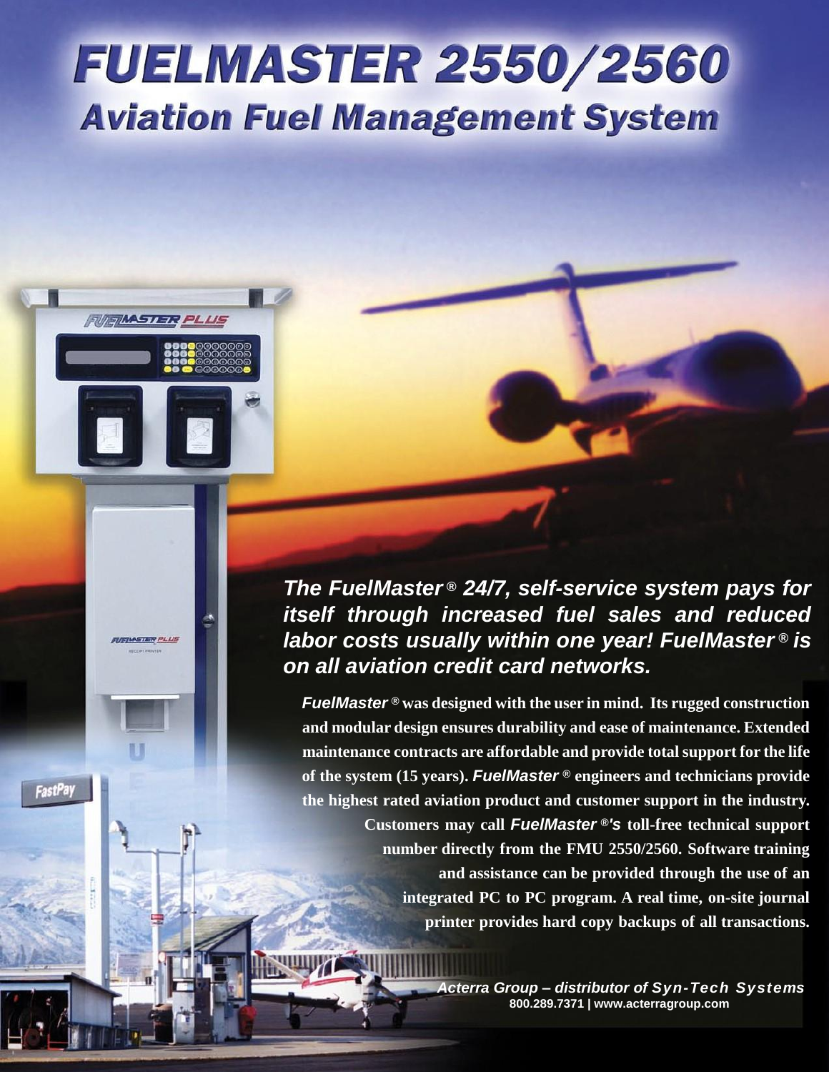# FUELMASTER 2550/2560

## Aviation Fuel Management System

***The FuelMaster® 24/7, self-service system pays for itself through increased fuel sales and reduced labor costs usually within one year! FuelMaster® is on all aviation credit card networks.***

***FuelMaster®*** **was designed with the user in mind. Its rugged construction and modular design ensures durability and ease of maintenance. Extended maintenance contracts are affordable and provide total support for the life of the system (15 years).** ***FuelMaster®*** **engineers and technicians provide the highest rated aviation product and customer support in the industry. Customers may call** ***FuelMaster®'s*** **toll-free technical support number directly from the FMU 2550/2560. Software training and assistance can be provided through the use of an integrated PC to PC program. A real time, on-site journal printer provides hard copy backups of all transactions.**

***Acterra Group – distributor of Syn-Tech Systems***
**800.289.7371 | www.acterragroup.com**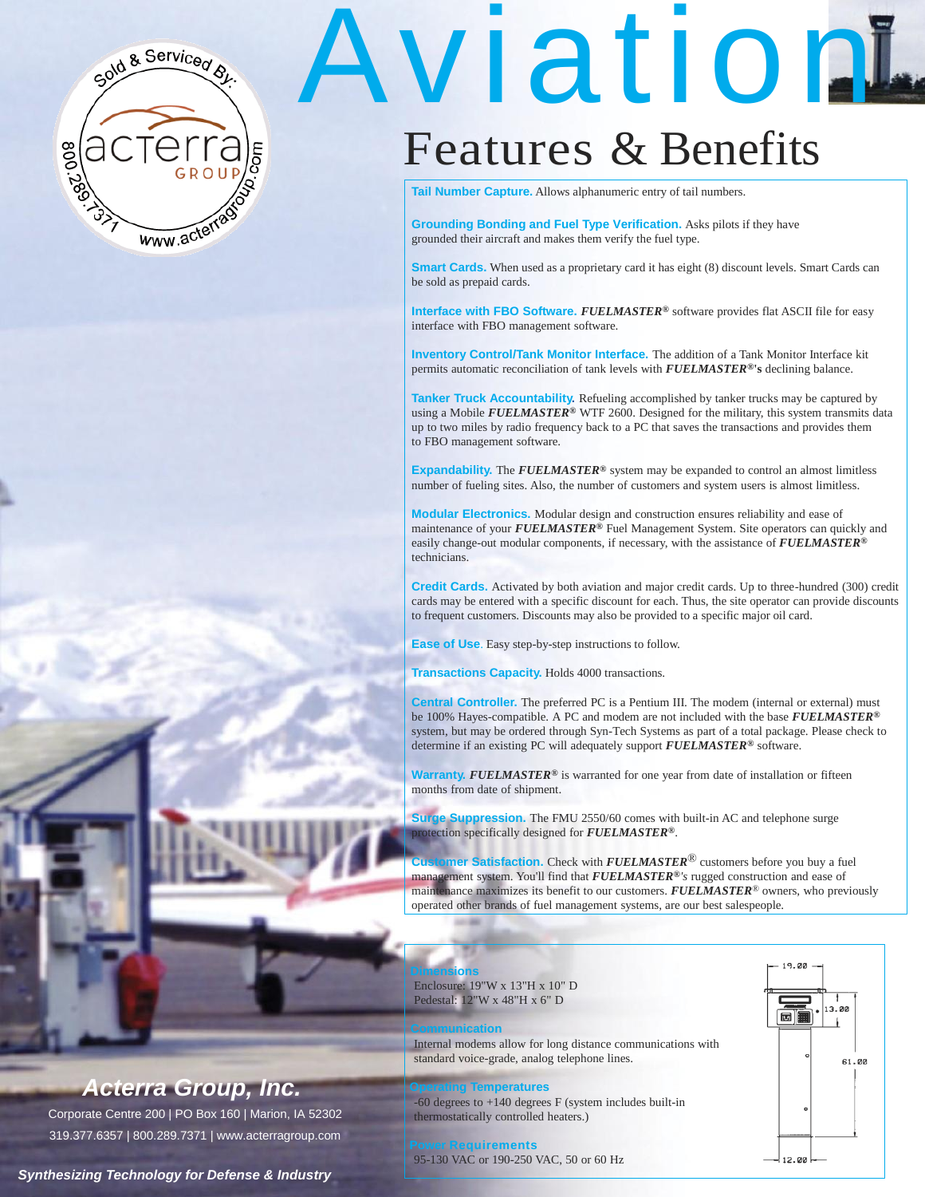Sold & Serviced By:

acterra GROUP

800.289.7371

www.acterragroup.com

# Aviation

## Features & Benefits

**Tail Number Capture.** Allows alphanumeric entry of tail numbers.

**Grounding Bonding and Fuel Type Verification.** Asks pilots if they have grounded their aircraft and makes them verify the fuel type.

**Smart Cards.** When used as a proprietary card it has eight (8) discount levels. Smart Cards can be sold as prepaid cards.

**Interface with FBO Software.** ***FUELMASTER®*** software provides flat ASCII file for easy interface with FBO management software.

**Inventory Control/Tank Monitor Interface.** The addition of a Tank Monitor Interface kit permits automatic reconciliation of tank levels with ***FUELMASTER®'s*** declining balance.

**Tanker Truck Accountability.** Refueling accomplished by tanker trucks may be captured by using a Mobile ***FUELMASTER®*** WTF 2600. Designed for the military, this system transmits data up to two miles by radio frequency back to a PC that saves the transactions and provides them to FBO management software.

**Expandability.** The ***FUELMASTER®*** system may be expanded to control an almost limitless number of fueling sites. Also, the number of customers and system users is almost limitless.

**Modular Electronics.** Modular design and construction ensures reliability and ease of maintenance of your ***FUELMASTER®*** Fuel Management System. Site operators can quickly and easily change-out modular components, if necessary, with the assistance of ***FUELMASTER®*** technicians.

**Credit Cards.** Activated by both aviation and major credit cards. Up to three-hundred (300) credit cards may be entered with a specific discount for each. Thus, the site operator can provide discounts to frequent customers. Discounts may also be provided to a specific major oil card.

**Ease of Use.** Easy step-by-step instructions to follow.

**Transactions Capacity.** Holds 4000 transactions.

**Central Controller.** The preferred PC is a Pentium III. The modem (internal or external) must be 100% Hayes-compatible. A PC and modem are not included with the base ***FUELMASTER®*** system, but may be ordered through Syn-Tech Systems as part of a total package. Please check to determine if an existing PC will adequately support ***FUELMASTER®*** software.

**Warranty.** ***FUELMASTER®*** is warranted for one year from date of installation or fifteen months from date of shipment.

**Surge Suppression.** The FMU 2550/60 comes with built-in AC and telephone surge protection specifically designed for ***FUELMASTER®***.

**Customer Satisfaction.** Check with ***FUELMASTER®*** customers before you buy a fuel management system. You'll find that ***FUELMASTER®'s*** rugged construction and ease of maintenance maximizes its benefit to our customers. ***FUELMASTER®*** owners, who previously operated other brands of fuel management systems, are our best salespeople.

**Dimensions**
Enclosure: 19"W x 13"H x 10" D
Pedestal: 12"W x 48"H x 6" D

**Communication**
Internal modems allow for long distance communications with standard voice-grade, analog telephone lines.

**Operating Temperatures**
-60 degrees to +140 degrees F (system includes built-in thermostatically controlled heaters.)

**Power Requirements**
95-130 VAC or 190-250 VAC, 50 or 60 Hz

19.00
13.00
61.00
12.00

**Acterra Group, Inc.**

Corporate Centre 200 | PO Box 160 | Marion, IA 52302

319.377.6357 | 800.289.7371 | www.acterragroup.com

*Synthesizing Technology for Defense & Industry*